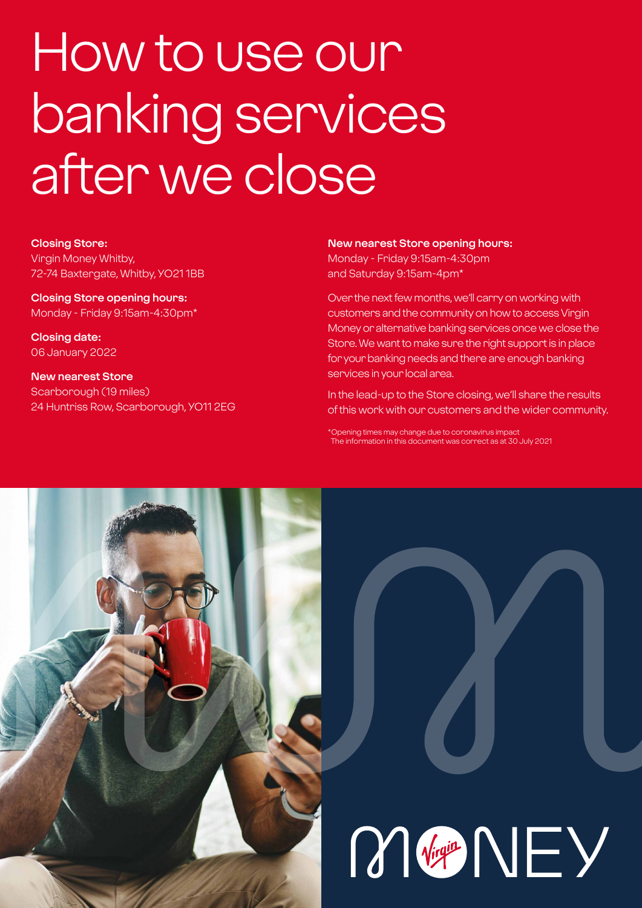# How to use our banking services after we close

**Closing Store:**
Virgin Money Whitby,
72-74 Baxtergate, Whitby, YO21 1BB

**Closing Store opening hours:**
Monday - Friday 9:15am-4:30pm*

**Closing date:**
06 January 2022

**New nearest Store**
Scarborough (19 miles)
24 Huntriss Row, Scarborough, YO11 2EG

**New nearest Store opening hours:**
Monday - Friday 9:15am-4:30pm
and Saturday 9:15am-4pm*

Over the next few months, we'll carry on working with customers and the community on how to access Virgin Money or alternative banking services once we close the Store. We want to make sure the right support is in place for your banking needs and there are enough banking services in your local area.

In the lead-up to the Store closing, we'll share the results of this work with our customers and the wider community.

*Opening times may change due to coronavirus impact
The information in this document was correct as at 30 July 2021

MONEY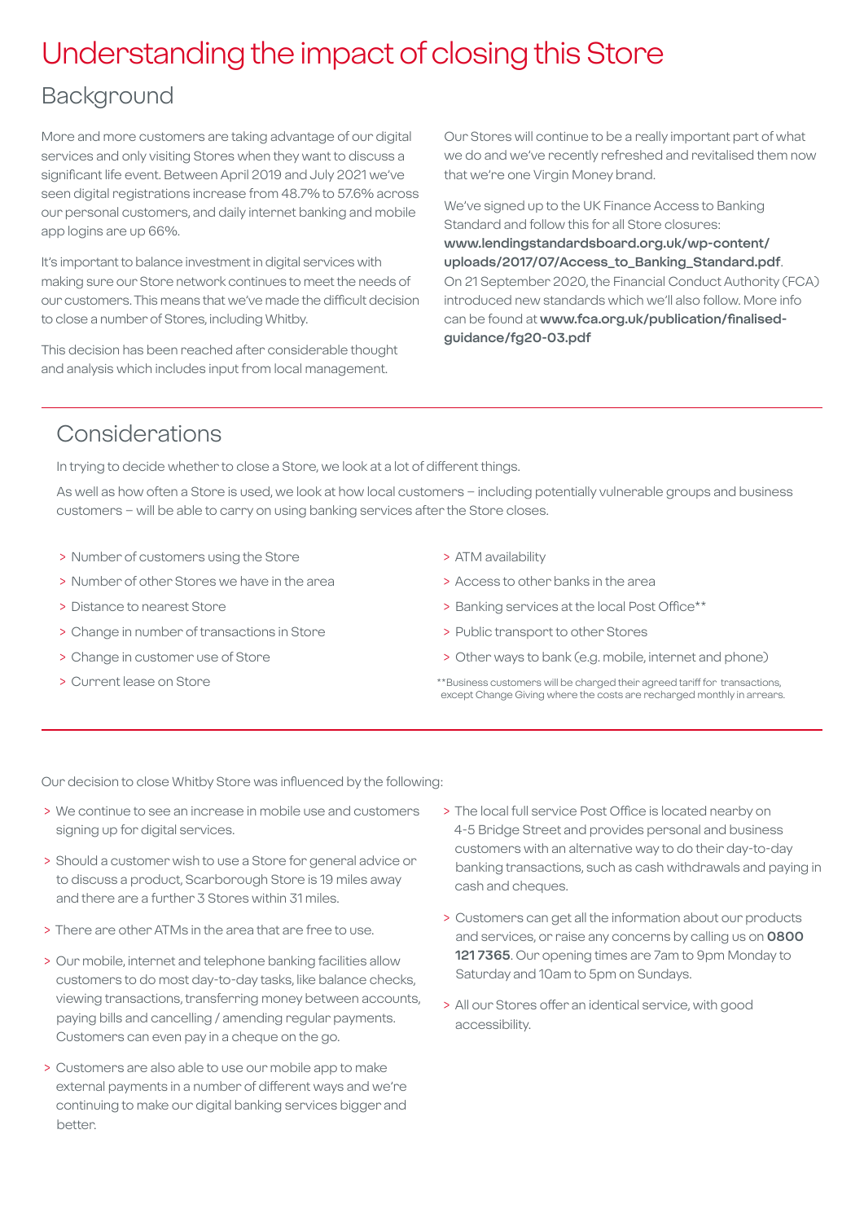# Understanding the impact of closing this Store

## Background

More and more customers are taking advantage of our digital services and only visiting Stores when they want to discuss a significant life event. Between April 2019 and July 2021 we've seen digital registrations increase from 48.7% to 57.6% across our personal customers, and daily internet banking and mobile app logins are up 66%.

It's important to balance investment in digital services with making sure our Store network continues to meet the needs of our customers. This means that we've made the difficult decision to close a number of Stores, including Whitby.

This decision has been reached after considerable thought and analysis which includes input from local management.

Our Stores will continue to be a really important part of what we do and we've recently refreshed and revitalised them now that we're one Virgin Money brand.

We've signed up to the UK Finance Access to Banking Standard and follow this for all Store closures: **www.lendingstandardsboard.org.uk/wp-content/uploads/2017/07/Access_to_Banking_Standard.pdf**. On 21 September 2020, the Financial Conduct Authority (FCA) introduced new standards which we'll also follow. More info can be found at **www.fca.org.uk/publication/finalised-guidance/fg20-03.pdf**

## Considerations

In trying to decide whether to close a Store, we look at a lot of different things.

As well as how often a Store is used, we look at how local customers – including potentially vulnerable groups and business customers – will be able to carry on using banking services after the Store closes.

- Number of customers using the Store
- Number of other Stores we have in the area
- Distance to nearest Store
- Change in number of transactions in Store
- Change in customer use of Store
- Current lease on Store
- ATM availability
- Access to other banks in the area
- Banking services at the local Post Office**
- Public transport to other Stores
- Other ways to bank (e.g. mobile, internet and phone)

**Business customers will be charged their agreed tariff for transactions, except Change Giving where the costs are recharged monthly in arrears.

Our decision to close Whitby Store was influenced by the following:

- We continue to see an increase in mobile use and customers signing up for digital services.
- Should a customer wish to use a Store for general advice or to discuss a product, Scarborough Store is 19 miles away and there are a further 3 Stores within 31 miles.
- There are other ATMs in the area that are free to use.
- Our mobile, internet and telephone banking facilities allow customers to do most day-to-day tasks, like balance checks, viewing transactions, transferring money between accounts, paying bills and cancelling / amending regular payments. Customers can even pay in a cheque on the go.
- Customers are also able to use our mobile app to make external payments in a number of different ways and we're continuing to make our digital banking services bigger and better.
- The local full service Post Office is located nearby on 4-5 Bridge Street and provides personal and business customers with an alternative way to do their day-to-day banking transactions, such as cash withdrawals and paying in cash and cheques.
- Customers can get all the information about our products and services, or raise any concerns by calling us on **0800 121 7365**. Our opening times are 7am to 9pm Monday to Saturday and 10am to 5pm on Sundays.
- All our Stores offer an identical service, with good accessibility.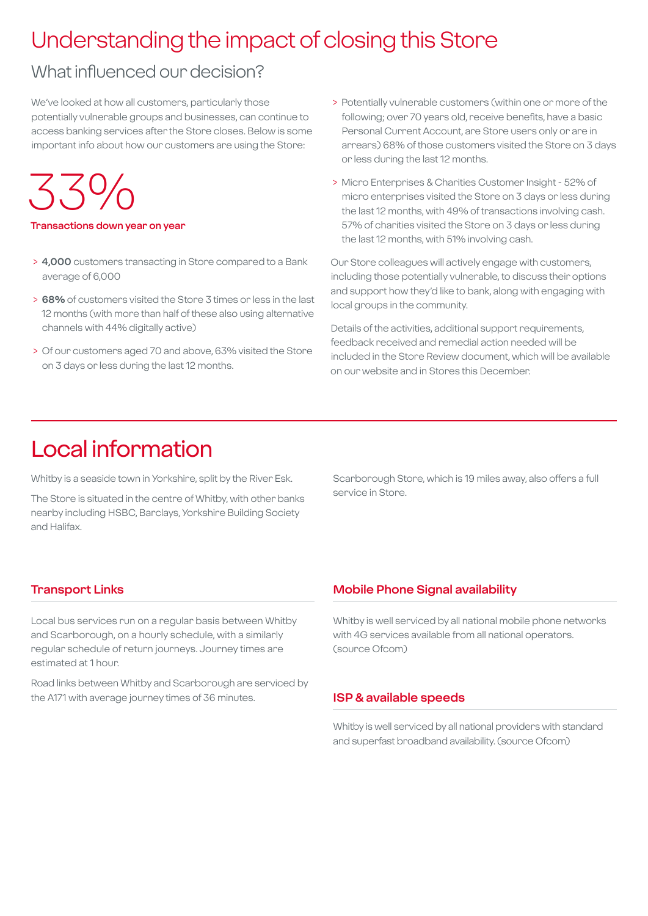# Understanding the impact of closing this Store

## What influenced our decision?

We've looked at how all customers, particularly those potentially vulnerable groups and businesses, can continue to access banking services after the Store closes. Below is some important info about how our customers are using the Store:

**33%**

**Transactions down year on year**

- **4,000** customers transacting in Store compared to a Bank average of 6,000
- **68%** of customers visited the Store 3 times or less in the last 12 months (with more than half of these also using alternative channels with 44% digitally active)
- Of our customers aged 70 and above, 63% visited the Store on 3 days or less during the last 12 months.
- Potentially vulnerable customers (within one or more of the following; over 70 years old, receive benefits, have a basic Personal Current Account, are Store users only or are in arrears) 68% of those customers visited the Store on 3 days or less during the last 12 months.
- Micro Enterprises & Charities Customer Insight - 52% of micro enterprises visited the Store on 3 days or less during the last 12 months, with 49% of transactions involving cash. 57% of charities visited the Store on 3 days or less during the last 12 months, with 51% involving cash.

Our Store colleagues will actively engage with customers, including those potentially vulnerable, to discuss their options and support how they'd like to bank, along with engaging with local groups in the community.

Details of the activities, additional support requirements, feedback received and remedial action needed will be included in the Store Review document, which will be available on our website and in Stores this December.

# Local information

Whitby is a seaside town in Yorkshire, split by the River Esk.

The Store is situated in the centre of Whitby, with other banks nearby including HSBC, Barclays, Yorkshire Building Society and Halifax.

Scarborough Store, which is 19 miles away, also offers a full service in Store.

### Transport Links

Local bus services run on a regular basis between Whitby and Scarborough, on a hourly schedule, with a similarly regular schedule of return journeys. Journey times are estimated at 1 hour.

Road links between Whitby and Scarborough are serviced by the A171 with average journey times of 36 minutes.

### Mobile Phone Signal availability

Whitby is well serviced by all national mobile phone networks with 4G services available from all national operators. (source Ofcom)

### ISP & available speeds

Whitby is well serviced by all national providers with standard and superfast broadband availability. (source Ofcom)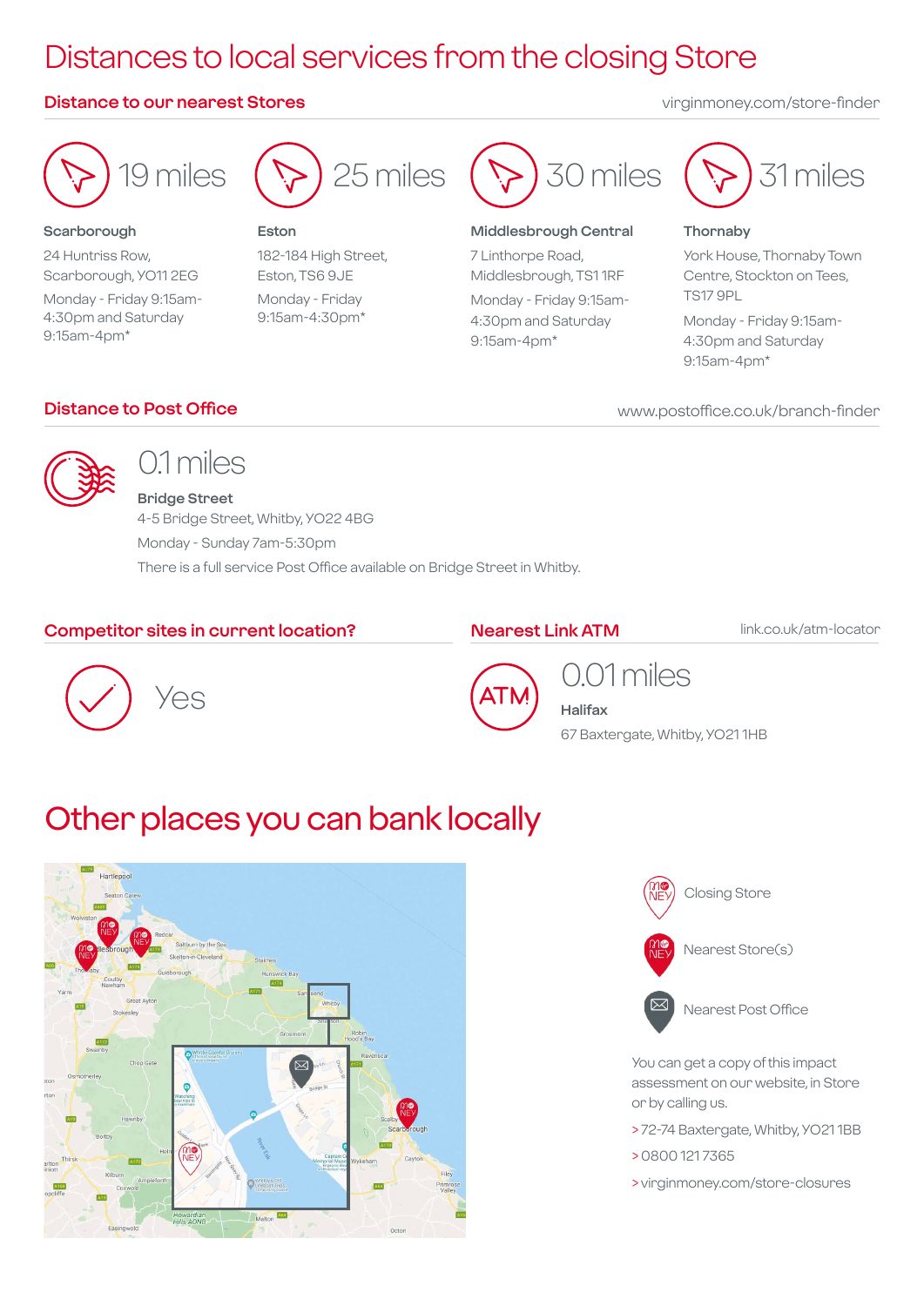# Distances to local services from the closing Store

## Distance to our nearest Stores

virginmoney.com/store-finder

**19 miles**

**Scarborough**
24 Huntriss Row, Scarborough, YO11 2EG
Monday - Friday 9:15am-4:30pm and Saturday 9:15am-4pm*

**25 miles**

**Eston**
182-184 High Street, Eston, TS6 9JE
Monday - Friday 9:15am-4:30pm*

**30 miles**

**Middlesbrough Central**
7 Linthorpe Road, Middlesbrough, TS1 1RF
Monday - Friday 9:15am-4:30pm and Saturday 9:15am-4pm*

**31 miles**

**Thornaby**
York House, Thornaby Town Centre, Stockton on Tees, TS17 9PL
Monday - Friday 9:15am-4:30pm and Saturday 9:15am-4pm*

## Distance to Post Office

www.postoffice.co.uk/branch-finder

**0.1 miles**

**Bridge Street**
4-5 Bridge Street, Whitby, YO22 4BG
Monday - Sunday 7am-5:30pm
There is a full service Post Office available on Bridge Street in Whitby.

## Competitor sites in current location?

Yes

## Nearest Link ATM

link.co.uk/atm-locator

**0.01 miles**

**Halifax**
67 Baxtergate, Whitby, YO21 1HB

# Other places you can bank locally

Closing Store

Nearest Store(s)

Nearest Post Office

You can get a copy of this impact assessment on our website, in Store or by calling us.

> 72-74 Baxtergate, Whitby, YO21 1BB

> 0800 121 7365

> virginmoney.com/store-closures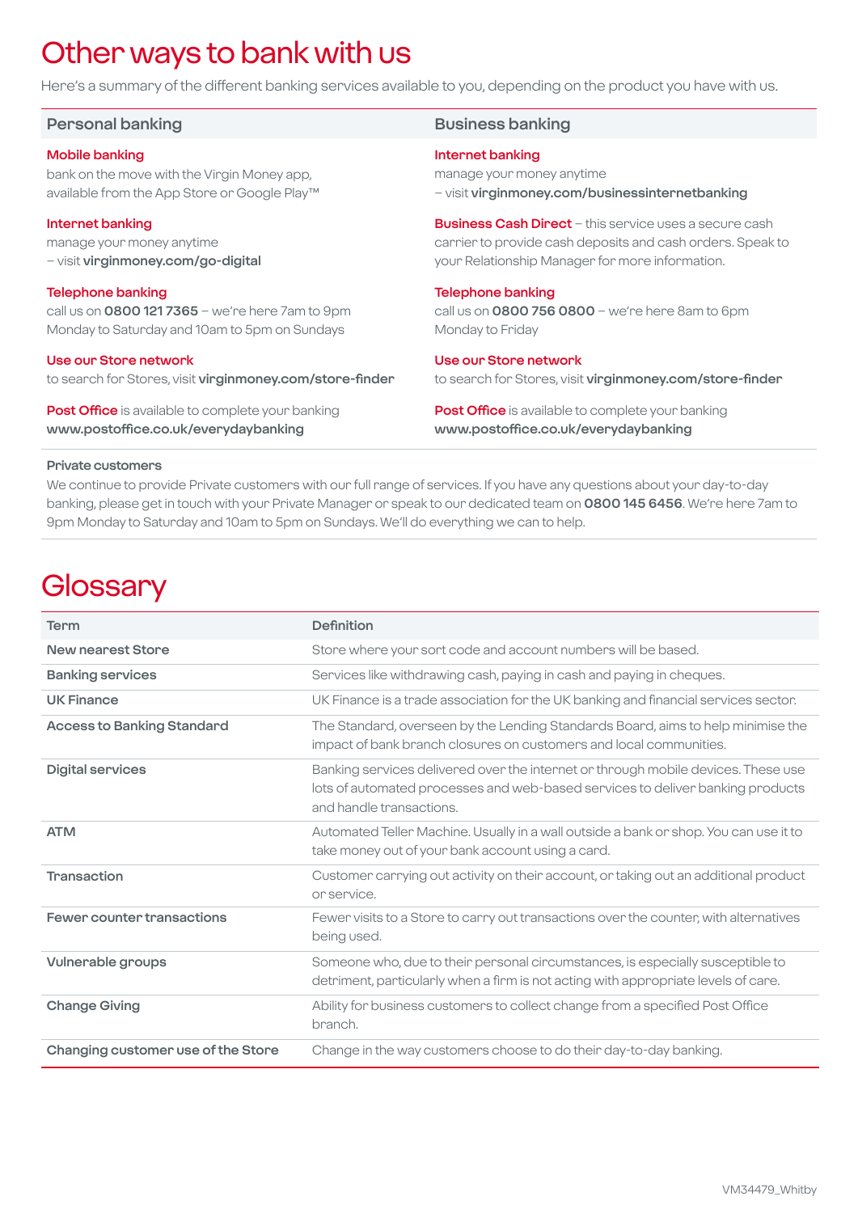# Other ways to bank with us

Here's a summary of the different banking services available to you, depending on the product you have with us.

## Personal banking

**Mobile banking**
bank on the move with the Virgin Money app, available from the App Store or Google Play™

**Internet banking**
manage your money anytime
– visit **virginmoney.com/go-digital**

**Telephone banking**
call us on **0800 121 7365** – we're here 7am to 9pm Monday to Saturday and 10am to 5pm on Sundays

**Use our Store network**
to search for Stores, visit **virginmoney.com/store-finder**

**Post Office** is available to complete your banking
**www.postoffice.co.uk/everydaybanking**

## Business banking

**Internet banking**
manage your money anytime
– visit **virginmoney.com/businessinternetbanking**

**Business Cash Direct** – this service uses a secure cash carrier to provide cash deposits and cash orders. Speak to your Relationship Manager for more information.

**Telephone banking**
call us on **0800 756 0800** – we're here 8am to 6pm Monday to Friday

**Use our Store network**
to search for Stores, visit **virginmoney.com/store-finder**

**Post Office** is available to complete your banking
**www.postoffice.co.uk/everydaybanking**

**Private customers**
We continue to provide Private customers with our full range of services. If you have any questions about your day-to-day banking, please get in touch with your Private Manager or speak to our dedicated team on **0800 145 6456**. We're here 7am to 9pm Monday to Saturday and 10am to 5pm on Sundays. We'll do everything we can to help.

# Glossary

| Term | Definition |
|---|---|
| **New nearest Store** | Store where your sort code and account numbers will be based. |
| **Banking services** | Services like withdrawing cash, paying in cash and paying in cheques. |
| **UK Finance** | UK Finance is a trade association for the UK banking and financial services sector. |
| **Access to Banking Standard** | The Standard, overseen by the Lending Standards Board, aims to help minimise the impact of bank branch closures on customers and local communities. |
| **Digital services** | Banking services delivered over the internet or through mobile devices. These use lots of automated processes and web-based services to deliver banking products and handle transactions. |
| **ATM** | Automated Teller Machine. Usually in a wall outside a bank or shop. You can use it to take money out of your bank account using a card. |
| **Transaction** | Customer carrying out activity on their account, or taking out an additional product or service. |
| **Fewer counter transactions** | Fewer visits to a Store to carry out transactions over the counter, with alternatives being used. |
| **Vulnerable groups** | Someone who, due to their personal circumstances, is especially susceptible to detriment, particularly when a firm is not acting with appropriate levels of care. |
| **Change Giving** | Ability for business customers to collect change from a specified Post Office branch. |
| **Changing customer use of the Store** | Change in the way customers choose to do their day-to-day banking. |

VM34479_Whitby